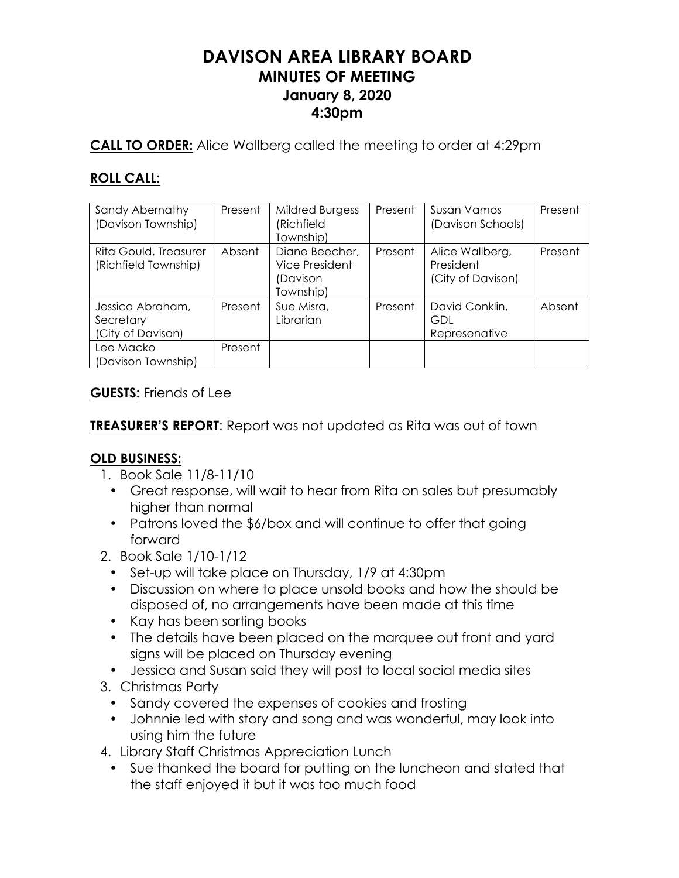# DAVISON AREA LIBRARY BOARD
## MINUTES OF MEETING
### January 8, 2020
### 4:30pm

**CALL TO ORDER:** Alice Wallberg called the meeting to order at 4:29pm

**ROLL CALL:**

| | | | | | |
|---|---|---|---|---|---|
| Sandy Abernathy (Davison Township) | Present | Mildred Burgess (Richfield Township) | Present | Susan Vamos (Davison Schools) | Present |
| Rita Gould, Treasurer (Richfield Township) | Absent | Diane Beecher, Vice President (Davison Township) | Present | Alice Wallberg, President (City of Davison) | Present |
| Jessica Abraham, Secretary (City of Davison) | Present | Sue Misra, Librarian | Present | David Conklin, GDL Represenative | Absent |
| Lee Macko (Davison Township) | Present | | | | |

**GUESTS:** Friends of Lee

**TREASURER'S REPORT**: Report was not updated as Rita was out of town

**OLD BUSINESS:**

1. Book Sale 11/8-11/10
   - Great response, will wait to hear from Rita on sales but presumably higher than normal
   - Patrons loved the $6/box and will continue to offer that going forward
2. Book Sale 1/10-1/12
   - Set-up will take place on Thursday, 1/9 at 4:30pm
   - Discussion on where to place unsold books and how the should be disposed of, no arrangements have been made at this time
   - Kay has been sorting books
   - The details have been placed on the marquee out front and yard signs will be placed on Thursday evening
   - Jessica and Susan said they will post to local social media sites
3. Christmas Party
   - Sandy covered the expenses of cookies and frosting
   - Johnnie led with story and song and was wonderful, may look into using him the future
4. Library Staff Christmas Appreciation Lunch
   - Sue thanked the board for putting on the luncheon and stated that the staff enjoyed it but it was too much food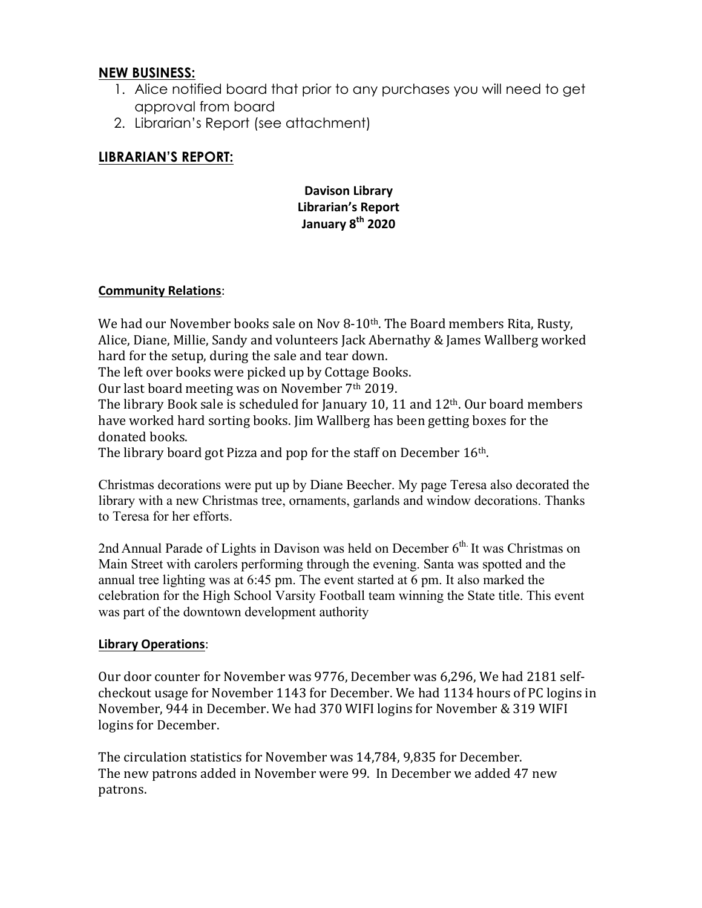## NEW BUSINESS:

1. Alice notified board that prior to any purchases you will need to get approval from board
2. Librarian's Report (see attachment)

## LIBRARIAN'S REPORT:

**Davison Library**
**Librarian's Report**
**January 8th 2020**

**Community Relations**:

We had our November books sale on Nov 8-10th. The Board members Rita, Rusty, Alice, Diane, Millie, Sandy and volunteers Jack Abernathy & James Wallberg worked hard for the setup, during the sale and tear down.
The left over books were picked up by Cottage Books.
Our last board meeting was on November 7th 2019.
The library Book sale is scheduled for January 10, 11 and 12th. Our board members have worked hard sorting books. Jim Wallberg has been getting boxes for the donated books.
The library board got Pizza and pop for the staff on December 16th.

Christmas decorations were put up by Diane Beecher. My page Teresa also decorated the library with a new Christmas tree, ornaments, garlands and window decorations. Thanks to Teresa for her efforts.

2nd Annual Parade of Lights in Davison was held on December 6th. It was Christmas on Main Street with carolers performing through the evening. Santa was spotted and the annual tree lighting was at 6:45 pm. The event started at 6 pm. It also marked the celebration for the High School Varsity Football team winning the State title. This event was part of the downtown development authority

**Library Operations**:

Our door counter for November was 9776, December was 6,296, We had 2181 self-checkout usage for November 1143 for December. We had 1134 hours of PC logins in November, 944 in December. We had 370 WIFI logins for November & 319 WIFI logins for December.

The circulation statistics for November was 14,784, 9,835 for December.
The new patrons added in November were 99. In December we added 47 new patrons.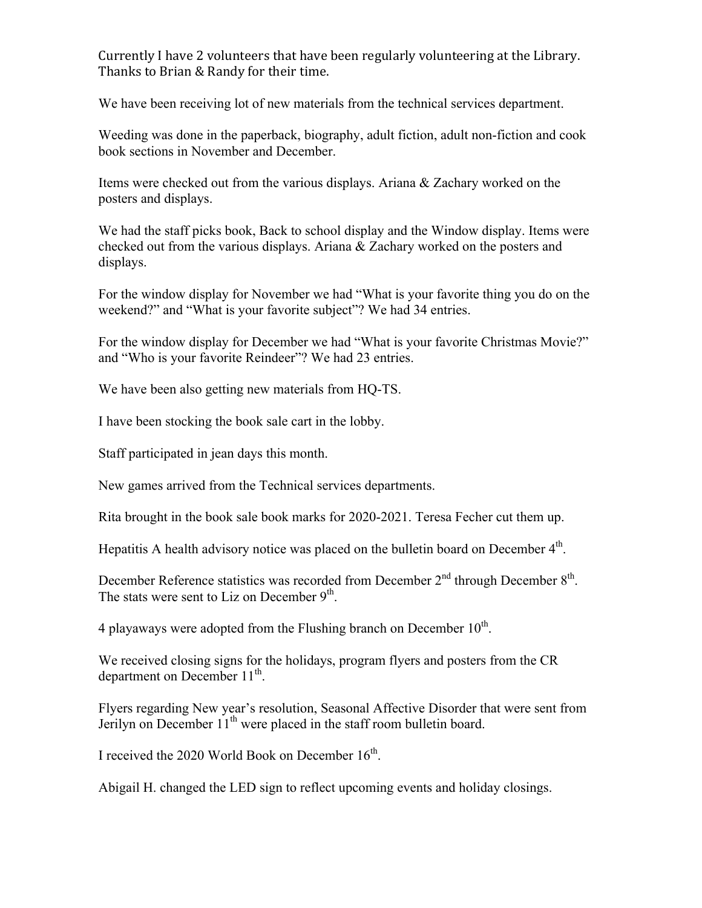Currently I have 2 volunteers that have been regularly volunteering at the Library. Thanks to Brian & Randy for their time.

We have been receiving lot of new materials from the technical services department.

Weeding was done in the paperback, biography, adult fiction, adult non-fiction and cook book sections in November and December.

Items were checked out from the various displays. Ariana & Zachary worked on the posters and displays.

We had the staff picks book, Back to school display and the Window display. Items were checked out from the various displays. Ariana & Zachary worked on the posters and displays.

For the window display for November we had "What is your favorite thing you do on the weekend?" and "What is your favorite subject"? We had 34 entries.

For the window display for December we had "What is your favorite Christmas Movie?" and "Who is your favorite Reindeer"? We had 23 entries.

We have been also getting new materials from HQ-TS.

I have been stocking the book sale cart in the lobby.

Staff participated in jean days this month.

New games arrived from the Technical services departments.

Rita brought in the book sale book marks for 2020-2021. Teresa Fecher cut them up.

Hepatitis A health advisory notice was placed on the bulletin board on December 4th.

December Reference statistics was recorded from December 2nd through December 8th. The stats were sent to Liz on December 9th.

4 playaways were adopted from the Flushing branch on December 10th.

We received closing signs for the holidays, program flyers and posters from the CR department on December 11th.

Flyers regarding New year's resolution, Seasonal Affective Disorder that were sent from Jerilyn on December 11th were placed in the staff room bulletin board.

I received the 2020 World Book on December 16th.

Abigail H. changed the LED sign to reflect upcoming events and holiday closings.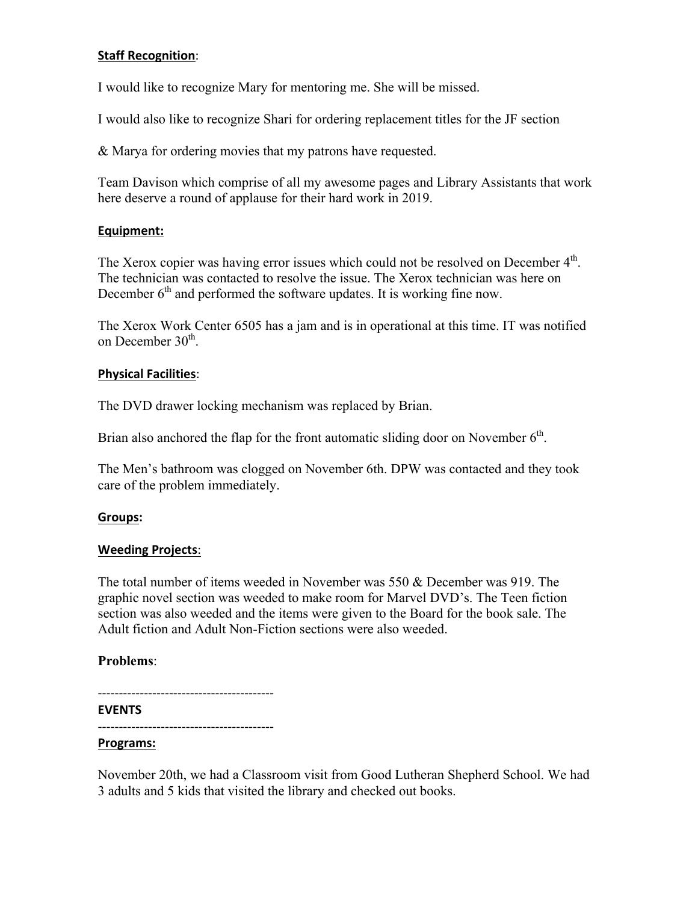**Staff Recognition**:

I would like to recognize Mary for mentoring me. She will be missed.

I would also like to recognize Shari for ordering replacement titles for the JF section

& Marya for ordering movies that my patrons have requested.

Team Davison which comprise of all my awesome pages and Library Assistants that work here deserve a round of applause for their hard work in 2019.

**Equipment:**

The Xerox copier was having error issues which could not be resolved on December 4th. The technician was contacted to resolve the issue. The Xerox technician was here on December 6th and performed the software updates. It is working fine now.

The Xerox Work Center 6505 has a jam and is in operational at this time. IT was notified on December 30th.

**Physical Facilities**:

The DVD drawer locking mechanism was replaced by Brian.

Brian also anchored the flap for the front automatic sliding door on November 6th.

The Men's bathroom was clogged on November 6th. DPW was contacted and they took care of the problem immediately.

**Groups:**

**Weeding Projects**:

The total number of items weeded in November was 550 & December was 919. The graphic novel section was weeded to make room for Marvel DVD's. The Teen fiction section was also weeded and the items were given to the Board for the book sale. The Adult fiction and Adult Non-Fiction sections were also weeded.

**Problems**:

-----------------------------------------

**EVENTS**

-----------------------------------------

**Programs:**

November 20th, we had a Classroom visit from Good Lutheran Shepherd School. We had 3 adults and 5 kids that visited the library and checked out books.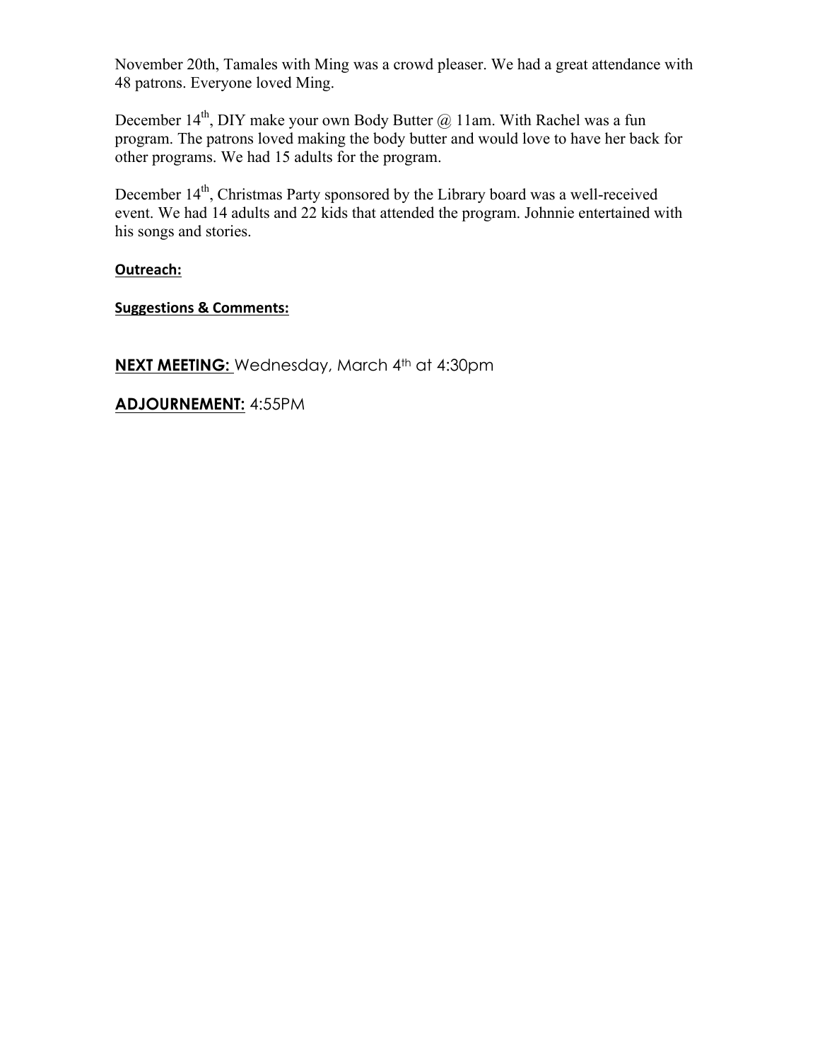November 20th, Tamales with Ming was a crowd pleaser. We had a great attendance with 48 patrons. Everyone loved Ming.

December 14th, DIY make your own Body Butter @ 11am. With Rachel was a fun program. The patrons loved making the body butter and would love to have her back for other programs. We had 15 adults for the program.

December 14th, Christmas Party sponsored by the Library board was a well-received event. We had 14 adults and 22 kids that attended the program. Johnnie entertained with his songs and stories.

**Outreach:**

**Suggestions & Comments:**

**NEXT MEETING:** Wednesday, March 4th at 4:30pm

**ADJOURNEMENT:** 4:55PM